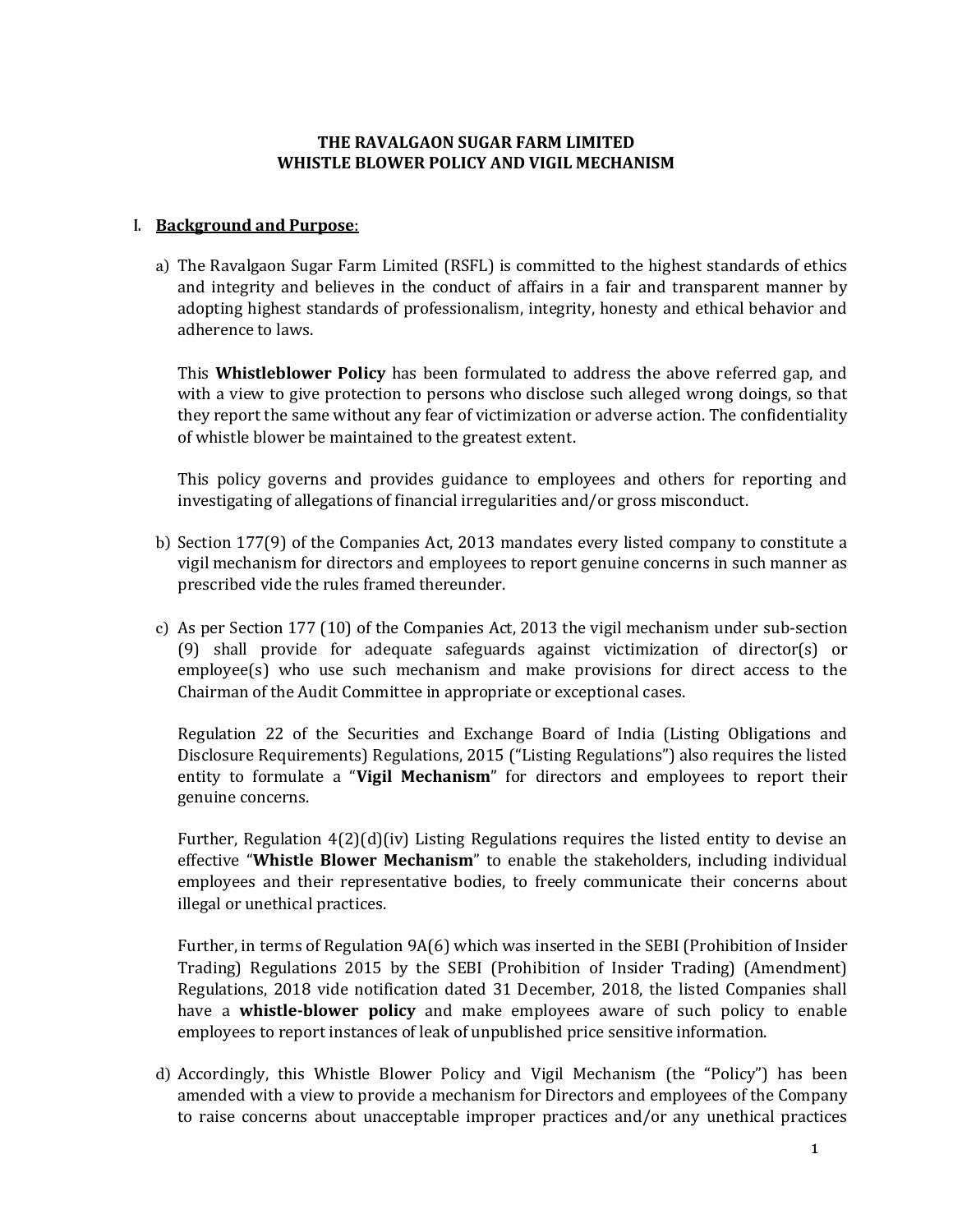# THE RAVALGAON SUGAR FARM LIMITED
# WHISTLE BLOWER POLICY AND VIGIL MECHANISM

## I. Background and Purpose:

a) The Ravalgaon Sugar Farm Limited (RSFL) is committed to the highest standards of ethics and integrity and believes in the conduct of affairs in a fair and transparent manner by adopting highest standards of professionalism, integrity, honesty and ethical behavior and adherence to laws.

   This **Whistleblower Policy** has been formulated to address the above referred gap, and with a view to give protection to persons who disclose such alleged wrong doings, so that they report the same without any fear of victimization or adverse action. The confidentiality of whistle blower be maintained to the greatest extent.

   This policy governs and provides guidance to employees and others for reporting and investigating of allegations of financial irregularities and/or gross misconduct.

b) Section 177(9) of the Companies Act, 2013 mandates every listed company to constitute a vigil mechanism for directors and employees to report genuine concerns in such manner as prescribed vide the rules framed thereunder.

c) As per Section 177 (10) of the Companies Act, 2013 the vigil mechanism under sub-section (9) shall provide for adequate safeguards against victimization of director(s) or employee(s) who use such mechanism and make provisions for direct access to the Chairman of the Audit Committee in appropriate or exceptional cases.

   Regulation 22 of the Securities and Exchange Board of India (Listing Obligations and Disclosure Requirements) Regulations, 2015 ("Listing Regulations") also requires the listed entity to formulate a "**Vigil Mechanism**" for directors and employees to report their genuine concerns.

   Further, Regulation 4(2)(d)(iv) Listing Regulations requires the listed entity to devise an effective "**Whistle Blower Mechanism**" to enable the stakeholders, including individual employees and their representative bodies, to freely communicate their concerns about illegal or unethical practices.

   Further, in terms of Regulation 9A(6) which was inserted in the SEBI (Prohibition of Insider Trading) Regulations 2015 by the SEBI (Prohibition of Insider Trading) (Amendment) Regulations, 2018 vide notification dated 31 December, 2018, the listed Companies shall have a **whistle-blower policy** and make employees aware of such policy to enable employees to report instances of leak of unpublished price sensitive information.

d) Accordingly, this Whistle Blower Policy and Vigil Mechanism (the "Policy") has been amended with a view to provide a mechanism for Directors and employees of the Company to raise concerns about unacceptable improper practices and/or any unethical practices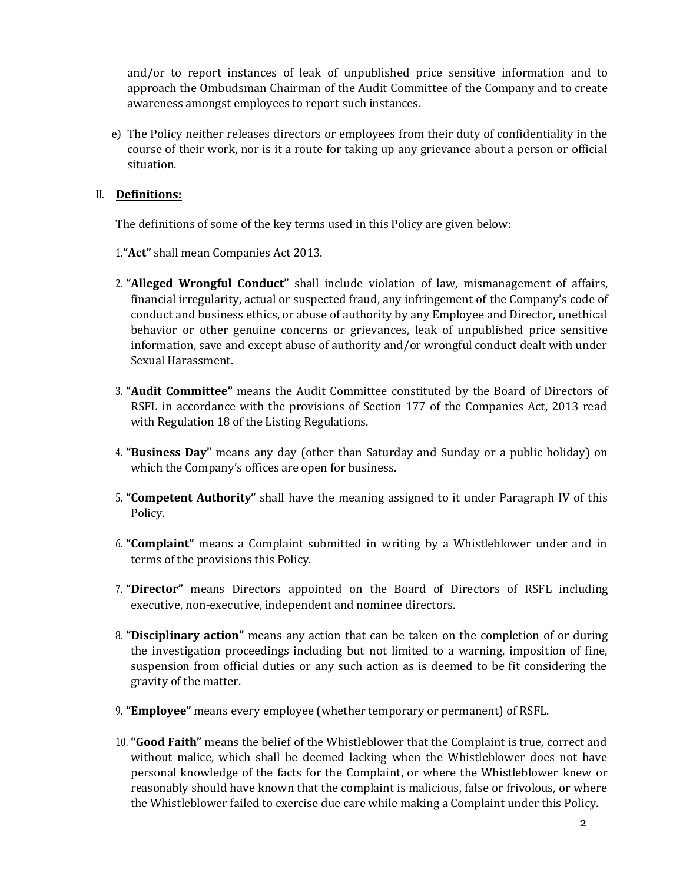and/or to report instances of leak of unpublished price sensitive information and to approach the Ombudsman Chairman of the Audit Committee of the Company and to create awareness amongst employees to report such instances.

e) The Policy neither releases directors or employees from their duty of confidentiality in the course of their work, nor is it a route for taking up any grievance about a person or official situation.

## II. Definitions:

The definitions of some of the key terms used in this Policy are given below:

1. **"Act"** shall mean Companies Act 2013.

2. **"Alleged Wrongful Conduct"** shall include violation of law, mismanagement of affairs, financial irregularity, actual or suspected fraud, any infringement of the Company's code of conduct and business ethics, or abuse of authority by any Employee and Director, unethical behavior or other genuine concerns or grievances, leak of unpublished price sensitive information, save and except abuse of authority and/or wrongful conduct dealt with under Sexual Harassment.

3. **"Audit Committee"** means the Audit Committee constituted by the Board of Directors of RSFL in accordance with the provisions of Section 177 of the Companies Act, 2013 read with Regulation 18 of the Listing Regulations.

4. **"Business Day"** means any day (other than Saturday and Sunday or a public holiday) on which the Company's offices are open for business.

5. **"Competent Authority"** shall have the meaning assigned to it under Paragraph IV of this Policy.

6. **"Complaint"** means a Complaint submitted in writing by a Whistleblower under and in terms of the provisions this Policy.

7. **"Director"** means Directors appointed on the Board of Directors of RSFL including executive, non-executive, independent and nominee directors.

8. **"Disciplinary action"** means any action that can be taken on the completion of or during the investigation proceedings including but not limited to a warning, imposition of fine, suspension from official duties or any such action as is deemed to be fit considering the gravity of the matter.

9. **"Employee"** means every employee (whether temporary or permanent) of RSFL.

10. **"Good Faith"** means the belief of the Whistleblower that the Complaint is true, correct and without malice, which shall be deemed lacking when the Whistleblower does not have personal knowledge of the facts for the Complaint, or where the Whistleblower knew or reasonably should have known that the complaint is malicious, false or frivolous, or where the Whistleblower failed to exercise due care while making a Complaint under this Policy.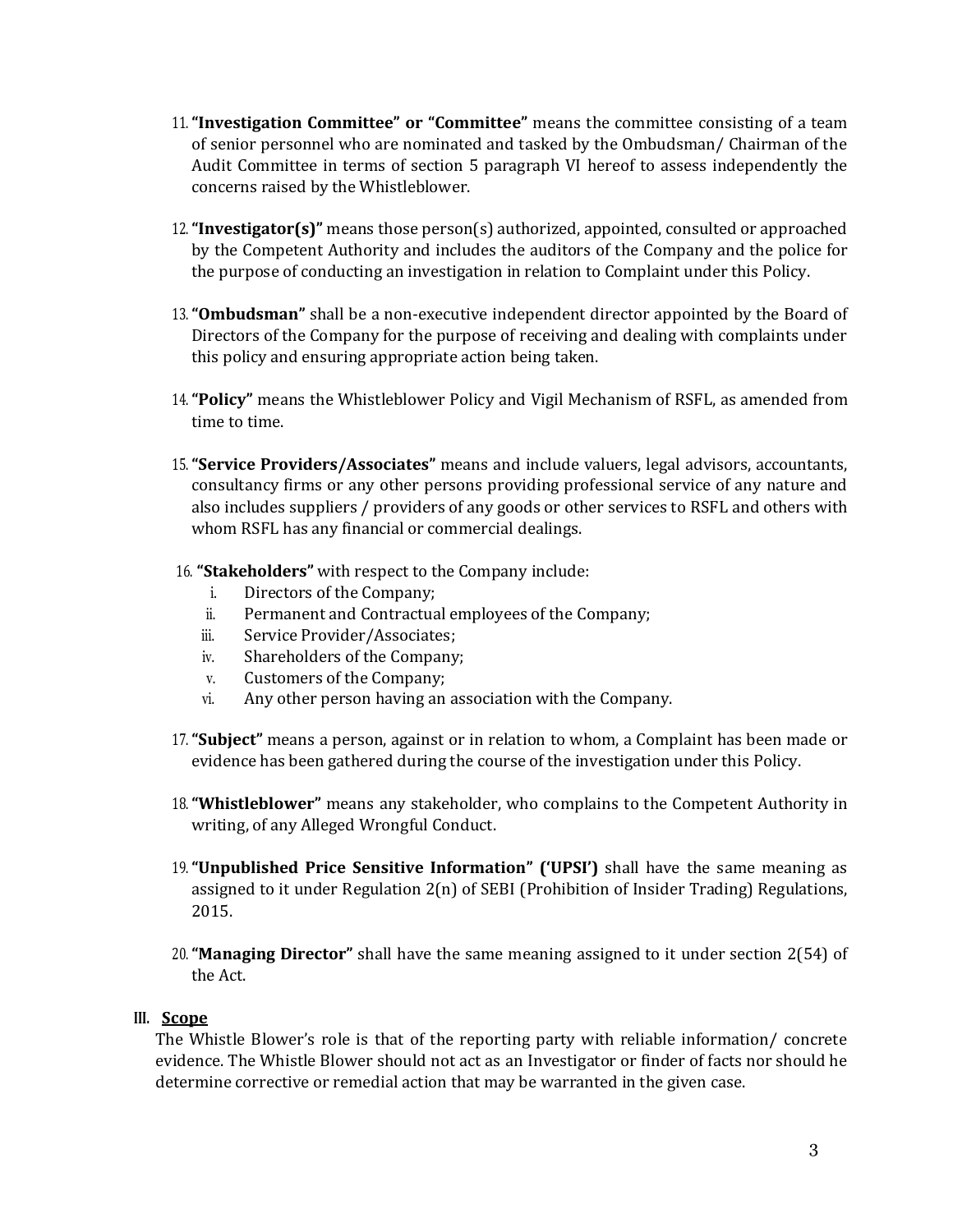11. **"Investigation Committee" or "Committee"** means the committee consisting of a team of senior personnel who are nominated and tasked by the Ombudsman/ Chairman of the Audit Committee in terms of section 5 paragraph VI hereof to assess independently the concerns raised by the Whistleblower.

12. **"Investigator(s)"** means those person(s) authorized, appointed, consulted or approached by the Competent Authority and includes the auditors of the Company and the police for the purpose of conducting an investigation in relation to Complaint under this Policy.

13. **"Ombudsman"** shall be a non-executive independent director appointed by the Board of Directors of the Company for the purpose of receiving and dealing with complaints under this policy and ensuring appropriate action being taken.

14. **"Policy"** means the Whistleblower Policy and Vigil Mechanism of RSFL, as amended from time to time.

15. **"Service Providers/Associates"** means and include valuers, legal advisors, accountants, consultancy firms or any other persons providing professional service of any nature and also includes suppliers / providers of any goods or other services to RSFL and others with whom RSFL has any financial or commercial dealings.

16. **"Stakeholders"** with respect to the Company include:
    1. Directors of the Company;
    2. Permanent and Contractual employees of the Company;
    3. Service Provider/Associates;
    4. Shareholders of the Company;
    5. Customers of the Company;
    6. Any other person having an association with the Company.

17. **"Subject"** means a person, against or in relation to whom, a Complaint has been made or evidence has been gathered during the course of the investigation under this Policy.

18. **"Whistleblower"** means any stakeholder, who complains to the Competent Authority in writing, of any Alleged Wrongful Conduct.

19. **"Unpublished Price Sensitive Information" ('UPSI')** shall have the same meaning as assigned to it under Regulation 2(n) of SEBI (Prohibition of Insider Trading) Regulations, 2015.

20. **"Managing Director"** shall have the same meaning assigned to it under section 2(54) of the Act.

## III. Scope

The Whistle Blower's role is that of the reporting party with reliable information/ concrete evidence. The Whistle Blower should not act as an Investigator or finder of facts nor should he determine corrective or remedial action that may be warranted in the given case.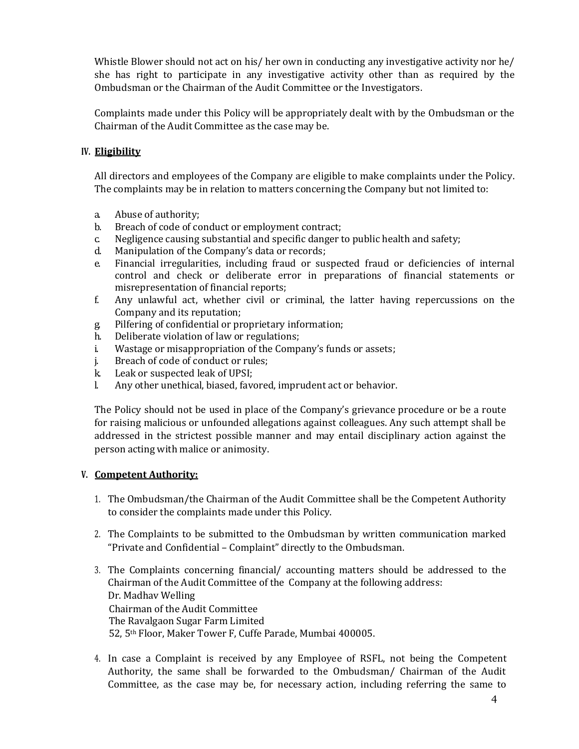Whistle Blower should not act on his/ her own in conducting any investigative activity nor he/ she has right to participate in any investigative activity other than as required by the Ombudsman or the Chairman of the Audit Committee or the Investigators.

Complaints made under this Policy will be appropriately dealt with by the Ombudsman or the Chairman of the Audit Committee as the case may be.

## IV. Eligibility

All directors and employees of the Company are eligible to make complaints under the Policy. The complaints may be in relation to matters concerning the Company but not limited to:

a. Abuse of authority;
b. Breach of code of conduct or employment contract;
c. Negligence causing substantial and specific danger to public health and safety;
d. Manipulation of the Company's data or records;
e. Financial irregularities, including fraud or suspected fraud or deficiencies of internal control and check or deliberate error in preparations of financial statements or misrepresentation of financial reports;
f. Any unlawful act, whether civil or criminal, the latter having repercussions on the Company and its reputation;
g. Pilfering of confidential or proprietary information;
h. Deliberate violation of law or regulations;
i. Wastage or misappropriation of the Company's funds or assets;
j. Breach of code of conduct or rules;
k. Leak or suspected leak of UPSI;
l. Any other unethical, biased, favored, imprudent act or behavior.

The Policy should not be used in place of the Company's grievance procedure or be a route for raising malicious or unfounded allegations against colleagues. Any such attempt shall be addressed in the strictest possible manner and may entail disciplinary action against the person acting with malice or animosity.

## V. Competent Authority:

1. The Ombudsman/the Chairman of the Audit Committee shall be the Competent Authority to consider the complaints made under this Policy.

2. The Complaints to be submitted to the Ombudsman by written communication marked "Private and Confidential – Complaint" directly to the Ombudsman.

3. The Complaints concerning financial/ accounting matters should be addressed to the Chairman of the Audit Committee of the Company at the following address:
   Dr. Madhav Welling
   Chairman of the Audit Committee
   The Ravalgaon Sugar Farm Limited
   52, 5th Floor, Maker Tower F, Cuffe Parade, Mumbai 400005.

4. In case a Complaint is received by any Employee of RSFL, not being the Competent Authority, the same shall be forwarded to the Ombudsman/ Chairman of the Audit Committee, as the case may be, for necessary action, including referring the same to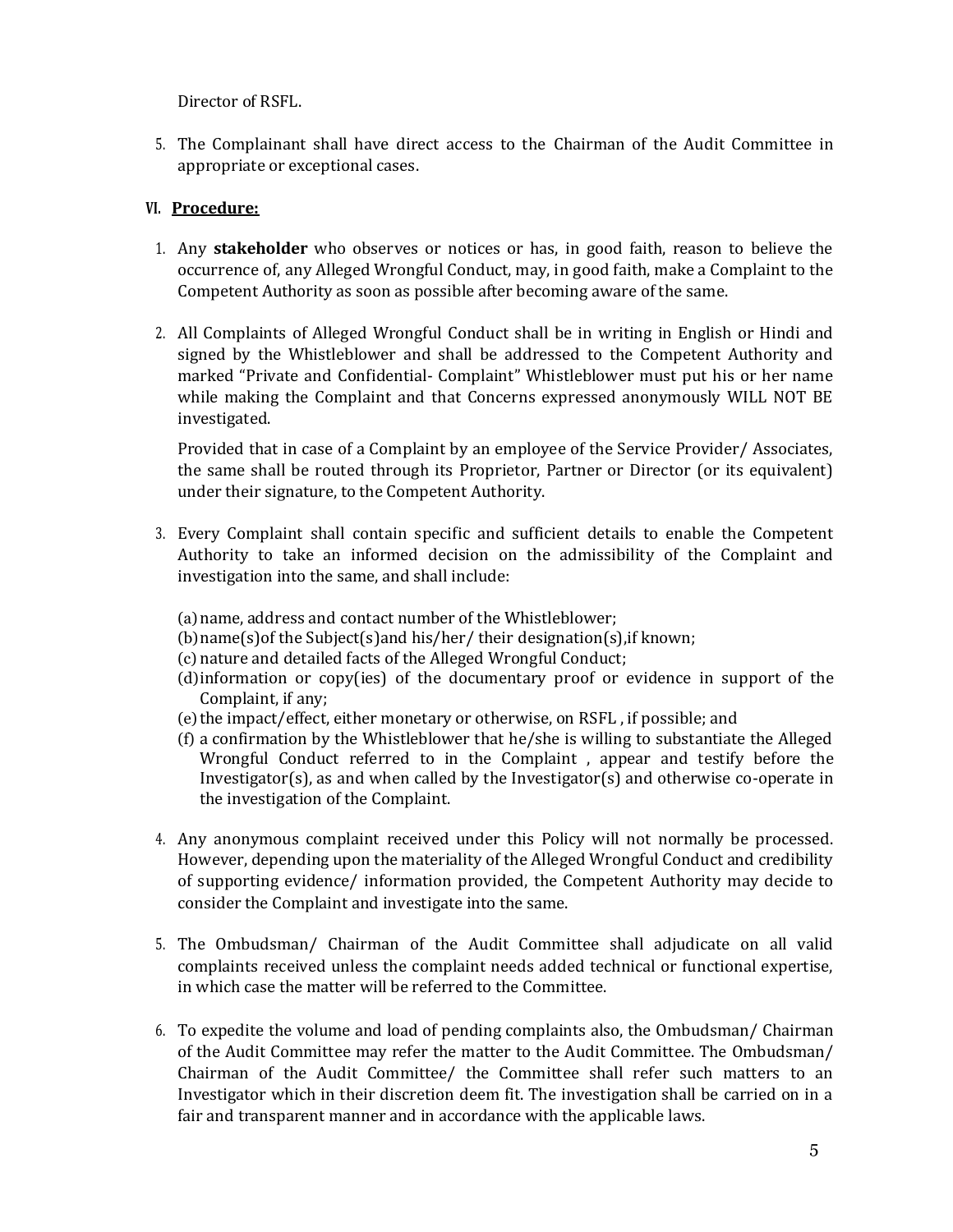Director of RSFL.

5. The Complainant shall have direct access to the Chairman of the Audit Committee in appropriate or exceptional cases.

## VI. **Procedure:**

1. Any **stakeholder** who observes or notices or has, in good faith, reason to believe the occurrence of, any Alleged Wrongful Conduct, may, in good faith, make a Complaint to the Competent Authority as soon as possible after becoming aware of the same.

2. All Complaints of Alleged Wrongful Conduct shall be in writing in English or Hindi and signed by the Whistleblower and shall be addressed to the Competent Authority and marked "Private and Confidential- Complaint" Whistleblower must put his or her name while making the Complaint and that Concerns expressed anonymously WILL NOT BE investigated.

   Provided that in case of a Complaint by an employee of the Service Provider/ Associates, the same shall be routed through its Proprietor, Partner or Director (or its equivalent) under their signature, to the Competent Authority.

3. Every Complaint shall contain specific and sufficient details to enable the Competent Authority to take an informed decision on the admissibility of the Complaint and investigation into the same, and shall include:

   (a) name, address and contact number of the Whistleblower;
   (b) name(s)of the Subject(s)and his/her/ their designation(s),if known;
   (c) nature and detailed facts of the Alleged Wrongful Conduct;
   (d) information or copy(ies) of the documentary proof or evidence in support of the Complaint, if any;
   (e) the impact/effect, either monetary or otherwise, on RSFL , if possible; and
   (f) a confirmation by the Whistleblower that he/she is willing to substantiate the Alleged Wrongful Conduct referred to in the Complaint , appear and testify before the Investigator(s), as and when called by the Investigator(s) and otherwise co-operate in the investigation of the Complaint.

4. Any anonymous complaint received under this Policy will not normally be processed. However, depending upon the materiality of the Alleged Wrongful Conduct and credibility of supporting evidence/ information provided, the Competent Authority may decide to consider the Complaint and investigate into the same.

5. The Ombudsman/ Chairman of the Audit Committee shall adjudicate on all valid complaints received unless the complaint needs added technical or functional expertise, in which case the matter will be referred to the Committee.

6. To expedite the volume and load of pending complaints also, the Ombudsman/ Chairman of the Audit Committee may refer the matter to the Audit Committee. The Ombudsman/ Chairman of the Audit Committee/ the Committee shall refer such matters to an Investigator which in their discretion deem fit. The investigation shall be carried on in a fair and transparent manner and in accordance with the applicable laws.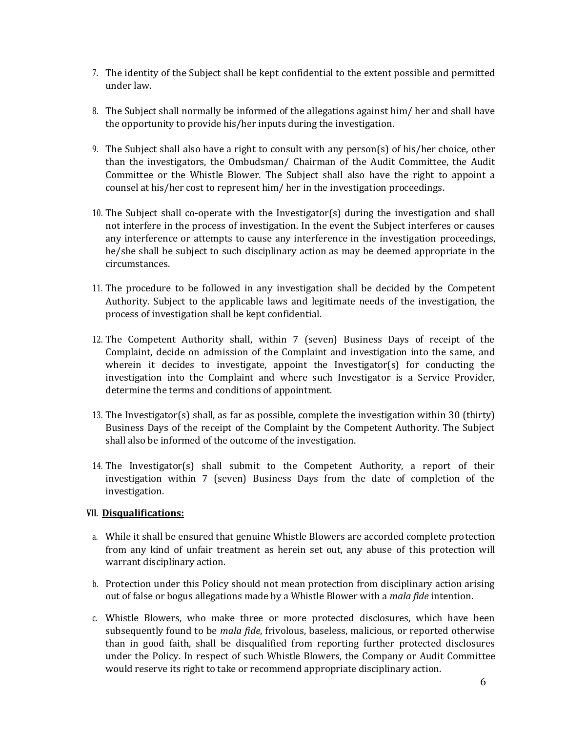7. The identity of the Subject shall be kept confidential to the extent possible and permitted under law.

8. The Subject shall normally be informed of the allegations against him/ her and shall have the opportunity to provide his/her inputs during the investigation.

9. The Subject shall also have a right to consult with any person(s) of his/her choice, other than the investigators, the Ombudsman/ Chairman of the Audit Committee, the Audit Committee or the Whistle Blower. The Subject shall also have the right to appoint a counsel at his/her cost to represent him/ her in the investigation proceedings.

10. The Subject shall co-operate with the Investigator(s) during the investigation and shall not interfere in the process of investigation. In the event the Subject interferes or causes any interference or attempts to cause any interference in the investigation proceedings, he/she shall be subject to such disciplinary action as may be deemed appropriate in the circumstances.

11. The procedure to be followed in any investigation shall be decided by the Competent Authority. Subject to the applicable laws and legitimate needs of the investigation, the process of investigation shall be kept confidential.

12. The Competent Authority shall, within 7 (seven) Business Days of receipt of the Complaint, decide on admission of the Complaint and investigation into the same, and wherein it decides to investigate, appoint the Investigator(s) for conducting the investigation into the Complaint and where such Investigator is a Service Provider, determine the terms and conditions of appointment.

13. The Investigator(s) shall, as far as possible, complete the investigation within 30 (thirty) Business Days of the receipt of the Complaint by the Competent Authority. The Subject shall also be informed of the outcome of the investigation.

14. The Investigator(s) shall submit to the Competent Authority, a report of their investigation within 7 (seven) Business Days from the date of completion of the investigation.

## VII. <u>Disqualifications:</u>

a. While it shall be ensured that genuine Whistle Blowers are accorded complete protection from any kind of unfair treatment as herein set out, any abuse of this protection will warrant disciplinary action.

b. Protection under this Policy should not mean protection from disciplinary action arising out of false or bogus allegations made by a Whistle Blower with a *mala fide* intention.

c. Whistle Blowers, who make three or more protected disclosures, which have been subsequently found to be *mala fide*, frivolous, baseless, malicious, or reported otherwise than in good faith, shall be disqualified from reporting further protected disclosures under the Policy. In respect of such Whistle Blowers, the Company or Audit Committee would reserve its right to take or recommend appropriate disciplinary action.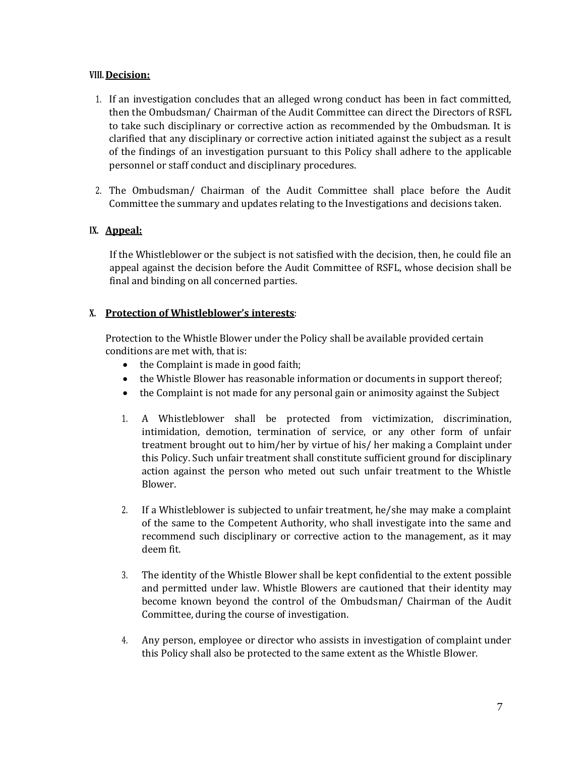## VIII. Decision:

1. If an investigation concludes that an alleged wrong conduct has been in fact committed, then the Ombudsman/ Chairman of the Audit Committee can direct the Directors of RSFL to take such disciplinary or corrective action as recommended by the Ombudsman. It is clarified that any disciplinary or corrective action initiated against the subject as a result of the findings of an investigation pursuant to this Policy shall adhere to the applicable personnel or staff conduct and disciplinary procedures.

2. The Ombudsman/ Chairman of the Audit Committee shall place before the Audit Committee the summary and updates relating to the Investigations and decisions taken.

## IX. Appeal:

If the Whistleblower or the subject is not satisfied with the decision, then, he could file an appeal against the decision before the Audit Committee of RSFL, whose decision shall be final and binding on all concerned parties.

## X. Protection of Whistleblower's interests:

Protection to the Whistle Blower under the Policy shall be available provided certain conditions are met with, that is:

- the Complaint is made in good faith;
- the Whistle Blower has reasonable information or documents in support thereof;
- the Complaint is not made for any personal gain or animosity against the Subject

1. A Whistleblower shall be protected from victimization, discrimination, intimidation, demotion, termination of service, or any other form of unfair treatment brought out to him/her by virtue of his/ her making a Complaint under this Policy. Such unfair treatment shall constitute sufficient ground for disciplinary action against the person who meted out such unfair treatment to the Whistle Blower.

2. If a Whistleblower is subjected to unfair treatment, he/she may make a complaint of the same to the Competent Authority, who shall investigate into the same and recommend such disciplinary or corrective action to the management, as it may deem fit.

3. The identity of the Whistle Blower shall be kept confidential to the extent possible and permitted under law. Whistle Blowers are cautioned that their identity may become known beyond the control of the Ombudsman/ Chairman of the Audit Committee, during the course of investigation.

4. Any person, employee or director who assists in investigation of complaint under this Policy shall also be protected to the same extent as the Whistle Blower.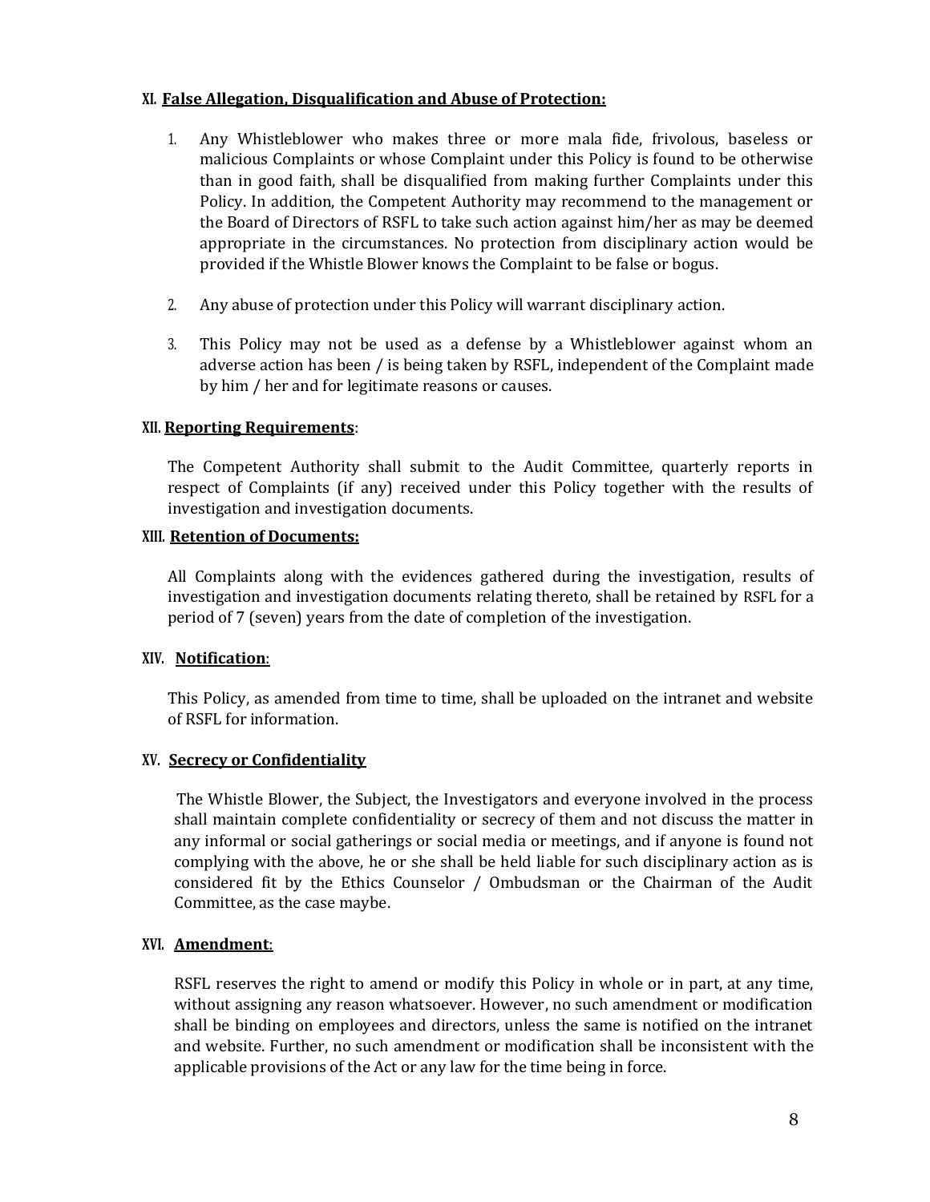### XI. False Allegation, Disqualification and Abuse of Protection:

1. Any Whistleblower who makes three or more mala fide, frivolous, baseless or malicious Complaints or whose Complaint under this Policy is found to be otherwise than in good faith, shall be disqualified from making further Complaints under this Policy. In addition, the Competent Authority may recommend to the management or the Board of Directors of RSFL to take such action against him/her as may be deemed appropriate in the circumstances. No protection from disciplinary action would be provided if the Whistle Blower knows the Complaint to be false or bogus.

2. Any abuse of protection under this Policy will warrant disciplinary action.

3. This Policy may not be used as a defense by a Whistleblower against whom an adverse action has been / is being taken by RSFL, independent of the Complaint made by him / her and for legitimate reasons or causes.

### XII. Reporting Requirements:

The Competent Authority shall submit to the Audit Committee, quarterly reports in respect of Complaints (if any) received under this Policy together with the results of investigation and investigation documents.

### XIII. Retention of Documents:

All Complaints along with the evidences gathered during the investigation, results of investigation and investigation documents relating thereto, shall be retained by RSFL for a period of 7 (seven) years from the date of completion of the investigation.

### XIV. Notification:

This Policy, as amended from time to time, shall be uploaded on the intranet and website of RSFL for information.

### XV. Secrecy or Confidentiality

The Whistle Blower, the Subject, the Investigators and everyone involved in the process shall maintain complete confidentiality or secrecy of them and not discuss the matter in any informal or social gatherings or social media or meetings, and if anyone is found not complying with the above, he or she shall be held liable for such disciplinary action as is considered fit by the Ethics Counselor / Ombudsman or the Chairman of the Audit Committee, as the case maybe.

### XVI. Amendment:

RSFL reserves the right to amend or modify this Policy in whole or in part, at any time, without assigning any reason whatsoever. However, no such amendment or modification shall be binding on employees and directors, unless the same is notified on the intranet and website. Further, no such amendment or modification shall be inconsistent with the applicable provisions of the Act or any law for the time being in force.